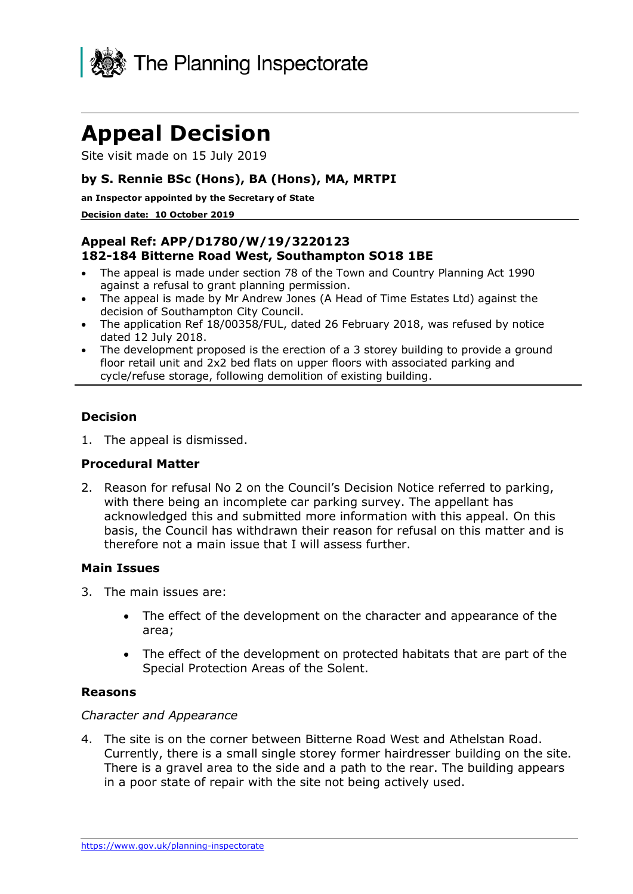The Planning Inspectorate

# Appeal Decision

Site visit made on 15 July 2019

**by S. Rennie BSc (Hons), BA (Hons), MA, MRTPI**

**an Inspector appointed by the Secretary of State**

**Decision date: 10 October 2019**

---

**Appeal Ref: APP/D1780/W/19/3220123**
**182-184 Bitterne Road West, Southampton SO18 1BE**

- The appeal is made under section 78 of the Town and Country Planning Act 1990 against a refusal to grant planning permission.
- The appeal is made by Mr Andrew Jones (A Head of Time Estates Ltd) against the decision of Southampton City Council.
- The application Ref 18/00358/FUL, dated 26 February 2018, was refused by notice dated 12 July 2018.
- The development proposed is the erection of a 3 storey building to provide a ground floor retail unit and 2x2 bed flats on upper floors with associated parking and cycle/refuse storage, following demolition of existing building.

---

### Decision

1. The appeal is dismissed.

### Procedural Matter

2. Reason for refusal No 2 on the Council's Decision Notice referred to parking, with there being an incomplete car parking survey. The appellant has acknowledged this and submitted more information with this appeal. On this basis, the Council has withdrawn their reason for refusal on this matter and is therefore not a main issue that I will assess further.

### Main Issues

3. The main issues are:

    - The effect of the development on the character and appearance of the area;
    - The effect of the development on protected habitats that are part of the Special Protection Areas of the Solent.

### Reasons

*Character and Appearance*

4. The site is on the corner between Bitterne Road West and Athelstan Road. Currently, there is a small single storey former hairdresser building on the site. There is a gravel area to the side and a path to the rear. The building appears in a poor state of repair with the site not being actively used.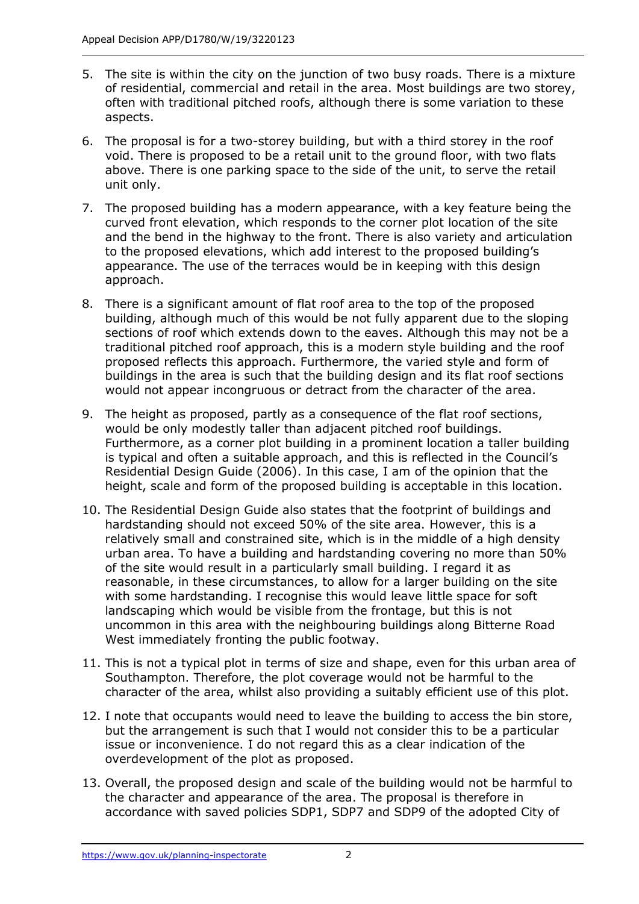5. The site is within the city on the junction of two busy roads. There is a mixture of residential, commercial and retail in the area. Most buildings are two storey, often with traditional pitched roofs, although there is some variation to these aspects.

6. The proposal is for a two-storey building, but with a third storey in the roof void. There is proposed to be a retail unit to the ground floor, with two flats above. There is one parking space to the side of the unit, to serve the retail unit only.

7. The proposed building has a modern appearance, with a key feature being the curved front elevation, which responds to the corner plot location of the site and the bend in the highway to the front. There is also variety and articulation to the proposed elevations, which add interest to the proposed building's appearance. The use of the terraces would be in keeping with this design approach.

8. There is a significant amount of flat roof area to the top of the proposed building, although much of this would be not fully apparent due to the sloping sections of roof which extends down to the eaves. Although this may not be a traditional pitched roof approach, this is a modern style building and the roof proposed reflects this approach. Furthermore, the varied style and form of buildings in the area is such that the building design and its flat roof sections would not appear incongruous or detract from the character of the area.

9. The height as proposed, partly as a consequence of the flat roof sections, would be only modestly taller than adjacent pitched roof buildings. Furthermore, as a corner plot building in a prominent location a taller building is typical and often a suitable approach, and this is reflected in the Council's Residential Design Guide (2006). In this case, I am of the opinion that the height, scale and form of the proposed building is acceptable in this location.

10. The Residential Design Guide also states that the footprint of buildings and hardstanding should not exceed 50% of the site area. However, this is a relatively small and constrained site, which is in the middle of a high density urban area. To have a building and hardstanding covering no more than 50% of the site would result in a particularly small building. I regard it as reasonable, in these circumstances, to allow for a larger building on the site with some hardstanding. I recognise this would leave little space for soft landscaping which would be visible from the frontage, but this is not uncommon in this area with the neighbouring buildings along Bitterne Road West immediately fronting the public footway.

11. This is not a typical plot in terms of size and shape, even for this urban area of Southampton. Therefore, the plot coverage would not be harmful to the character of the area, whilst also providing a suitably efficient use of this plot.

12. I note that occupants would need to leave the building to access the bin store, but the arrangement is such that I would not consider this to be a particular issue or inconvenience. I do not regard this as a clear indication of the overdevelopment of the plot as proposed.

13. Overall, the proposed design and scale of the building would not be harmful to the character and appearance of the area. The proposal is therefore in accordance with saved policies SDP1, SDP7 and SDP9 of the adopted City of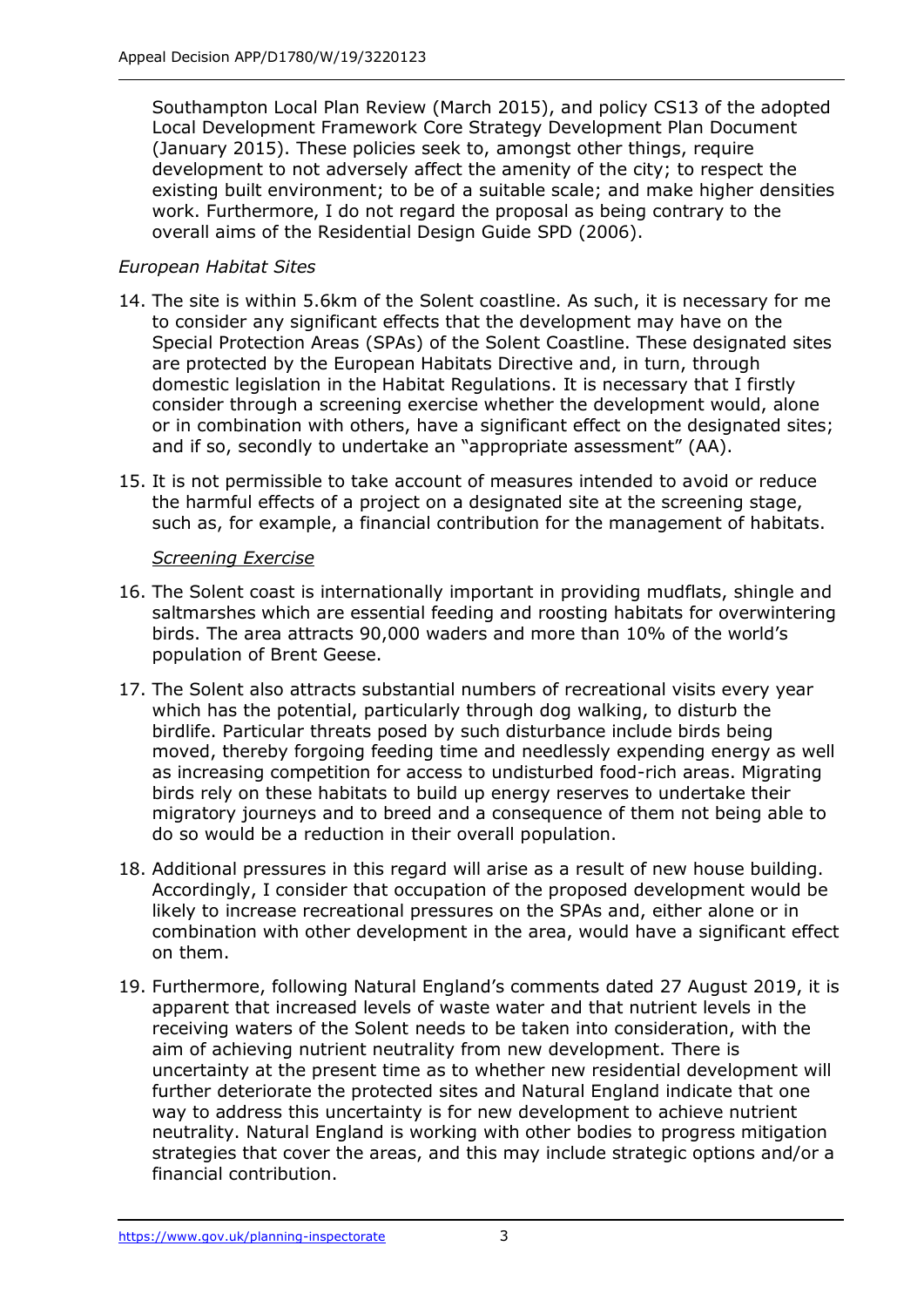Southampton Local Plan Review (March 2015), and policy CS13 of the adopted Local Development Framework Core Strategy Development Plan Document (January 2015). These policies seek to, amongst other things, require development to not adversely affect the amenity of the city; to respect the existing built environment; to be of a suitable scale; and make higher densities work. Furthermore, I do not regard the proposal as being contrary to the overall aims of the Residential Design Guide SPD (2006).

*European Habitat Sites*

14. The site is within 5.6km of the Solent coastline. As such, it is necessary for me to consider any significant effects that the development may have on the Special Protection Areas (SPAs) of the Solent Coastline. These designated sites are protected by the European Habitats Directive and, in turn, through domestic legislation in the Habitat Regulations. It is necessary that I firstly consider through a screening exercise whether the development would, alone or in combination with others, have a significant effect on the designated sites; and if so, secondly to undertake an "appropriate assessment" (AA).

15. It is not permissible to take account of measures intended to avoid or reduce the harmful effects of a project on a designated site at the screening stage, such as, for example, a financial contribution for the management of habitats.

*Screening Exercise*

16. The Solent coast is internationally important in providing mudflats, shingle and saltmarshes which are essential feeding and roosting habitats for overwintering birds. The area attracts 90,000 waders and more than 10% of the world's population of Brent Geese.

17. The Solent also attracts substantial numbers of recreational visits every year which has the potential, particularly through dog walking, to disturb the birdlife. Particular threats posed by such disturbance include birds being moved, thereby forgoing feeding time and needlessly expending energy as well as increasing competition for access to undisturbed food-rich areas. Migrating birds rely on these habitats to build up energy reserves to undertake their migratory journeys and to breed and a consequence of them not being able to do so would be a reduction in their overall population.

18. Additional pressures in this regard will arise as a result of new house building. Accordingly, I consider that occupation of the proposed development would be likely to increase recreational pressures on the SPAs and, either alone or in combination with other development in the area, would have a significant effect on them.

19. Furthermore, following Natural England's comments dated 27 August 2019, it is apparent that increased levels of waste water and that nutrient levels in the receiving waters of the Solent needs to be taken into consideration, with the aim of achieving nutrient neutrality from new development. There is uncertainty at the present time as to whether new residential development will further deteriorate the protected sites and Natural England indicate that one way to address this uncertainty is for new development to achieve nutrient neutrality. Natural England is working with other bodies to progress mitigation strategies that cover the areas, and this may include strategic options and/or a financial contribution.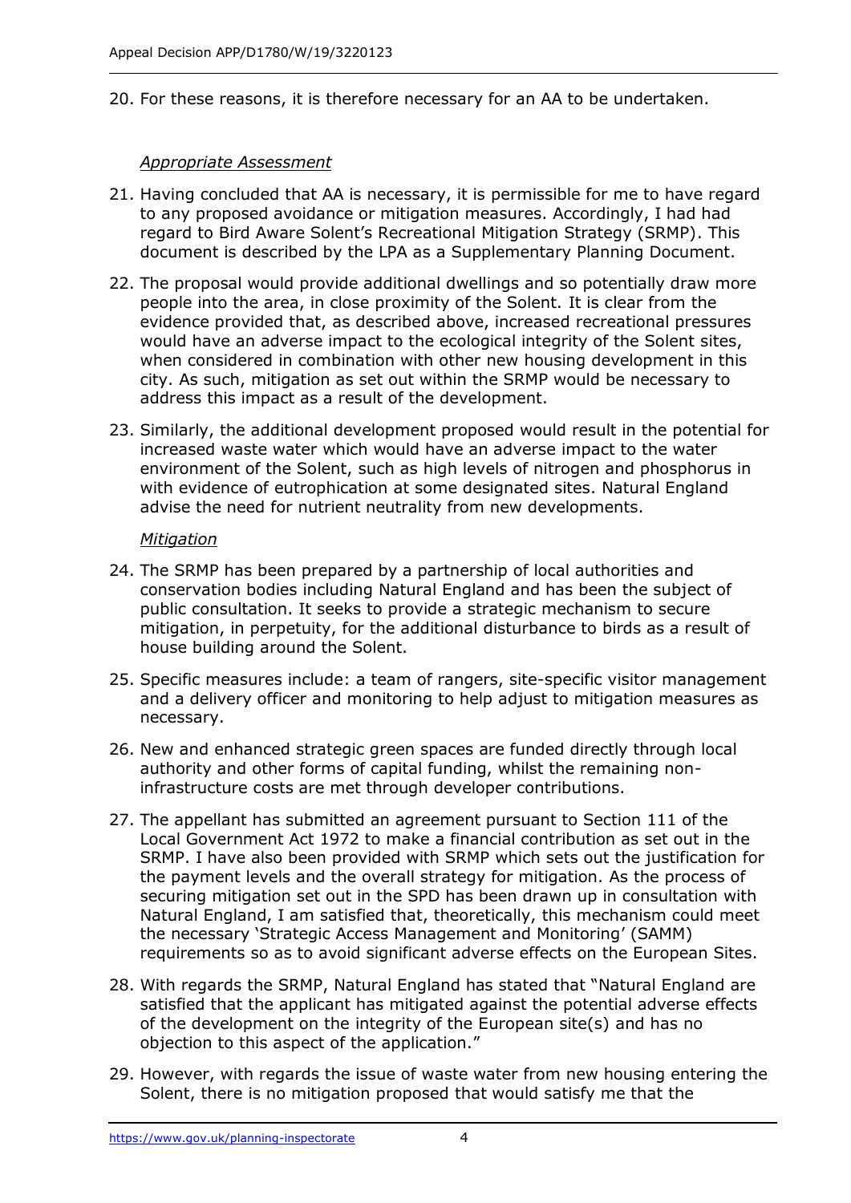20. For these reasons, it is therefore necessary for an AA to be undertaken.

*Appropriate Assessment*

21. Having concluded that AA is necessary, it is permissible for me to have regard to any proposed avoidance or mitigation measures. Accordingly, I had had regard to Bird Aware Solent's Recreational Mitigation Strategy (SRMP). This document is described by the LPA as a Supplementary Planning Document.

22. The proposal would provide additional dwellings and so potentially draw more people into the area, in close proximity of the Solent. It is clear from the evidence provided that, as described above, increased recreational pressures would have an adverse impact to the ecological integrity of the Solent sites, when considered in combination with other new housing development in this city. As such, mitigation as set out within the SRMP would be necessary to address this impact as a result of the development.

23. Similarly, the additional development proposed would result in the potential for increased waste water which would have an adverse impact to the water environment of the Solent, such as high levels of nitrogen and phosphorus in with evidence of eutrophication at some designated sites. Natural England advise the need for nutrient neutrality from new developments.

*Mitigation*

24. The SRMP has been prepared by a partnership of local authorities and conservation bodies including Natural England and has been the subject of public consultation. It seeks to provide a strategic mechanism to secure mitigation, in perpetuity, for the additional disturbance to birds as a result of house building around the Solent.

25. Specific measures include: a team of rangers, site-specific visitor management and a delivery officer and monitoring to help adjust to mitigation measures as necessary.

26. New and enhanced strategic green spaces are funded directly through local authority and other forms of capital funding, whilst the remaining non-infrastructure costs are met through developer contributions.

27. The appellant has submitted an agreement pursuant to Section 111 of the Local Government Act 1972 to make a financial contribution as set out in the SRMP. I have also been provided with SRMP which sets out the justification for the payment levels and the overall strategy for mitigation. As the process of securing mitigation set out in the SPD has been drawn up in consultation with Natural England, I am satisfied that, theoretically, this mechanism could meet the necessary 'Strategic Access Management and Monitoring' (SAMM) requirements so as to avoid significant adverse effects on the European Sites.

28. With regards the SRMP, Natural England has stated that "Natural England are satisfied that the applicant has mitigated against the potential adverse effects of the development on the integrity of the European site(s) and has no objection to this aspect of the application."

29. However, with regards the issue of waste water from new housing entering the Solent, there is no mitigation proposed that would satisfy me that the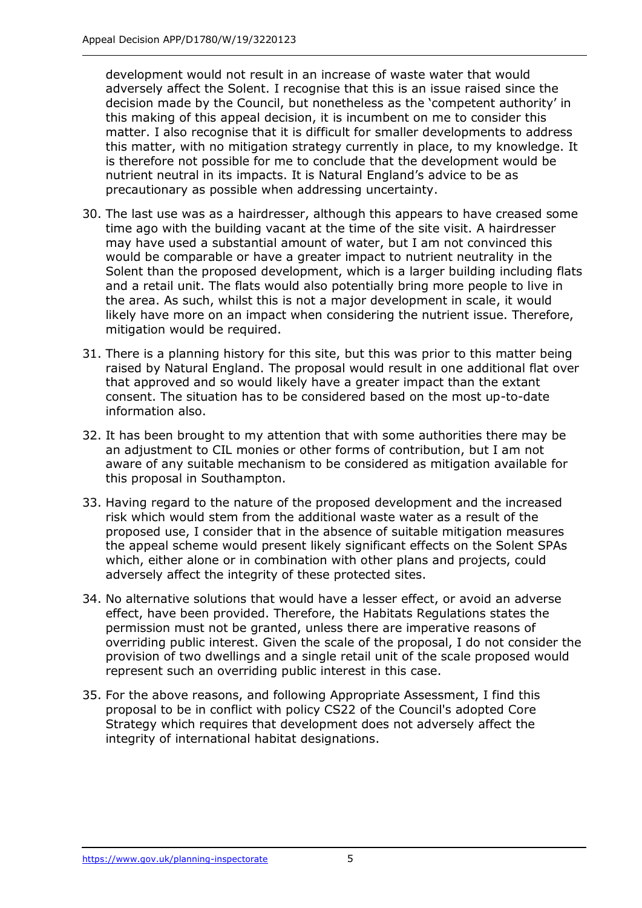development would not result in an increase of waste water that would adversely affect the Solent. I recognise that this is an issue raised since the decision made by the Council, but nonetheless as the 'competent authority' in this making of this appeal decision, it is incumbent on me to consider this matter. I also recognise that it is difficult for smaller developments to address this matter, with no mitigation strategy currently in place, to my knowledge. It is therefore not possible for me to conclude that the development would be nutrient neutral in its impacts. It is Natural England's advice to be as precautionary as possible when addressing uncertainty.

30. The last use was as a hairdresser, although this appears to have creased some time ago with the building vacant at the time of the site visit. A hairdresser may have used a substantial amount of water, but I am not convinced this would be comparable or have a greater impact to nutrient neutrality in the Solent than the proposed development, which is a larger building including flats and a retail unit. The flats would also potentially bring more people to live in the area. As such, whilst this is not a major development in scale, it would likely have more on an impact when considering the nutrient issue. Therefore, mitigation would be required.

31. There is a planning history for this site, but this was prior to this matter being raised by Natural England. The proposal would result in one additional flat over that approved and so would likely have a greater impact than the extant consent. The situation has to be considered based on the most up-to-date information also.

32. It has been brought to my attention that with some authorities there may be an adjustment to CIL monies or other forms of contribution, but I am not aware of any suitable mechanism to be considered as mitigation available for this proposal in Southampton.

33. Having regard to the nature of the proposed development and the increased risk which would stem from the additional waste water as a result of the proposed use, I consider that in the absence of suitable mitigation measures the appeal scheme would present likely significant effects on the Solent SPAs which, either alone or in combination with other plans and projects, could adversely affect the integrity of these protected sites.

34. No alternative solutions that would have a lesser effect, or avoid an adverse effect, have been provided. Therefore, the Habitats Regulations states the permission must not be granted, unless there are imperative reasons of overriding public interest. Given the scale of the proposal, I do not consider the provision of two dwellings and a single retail unit of the scale proposed would represent such an overriding public interest in this case.

35. For the above reasons, and following Appropriate Assessment, I find this proposal to be in conflict with policy CS22 of the Council's adopted Core Strategy which requires that development does not adversely affect the integrity of international habitat designations.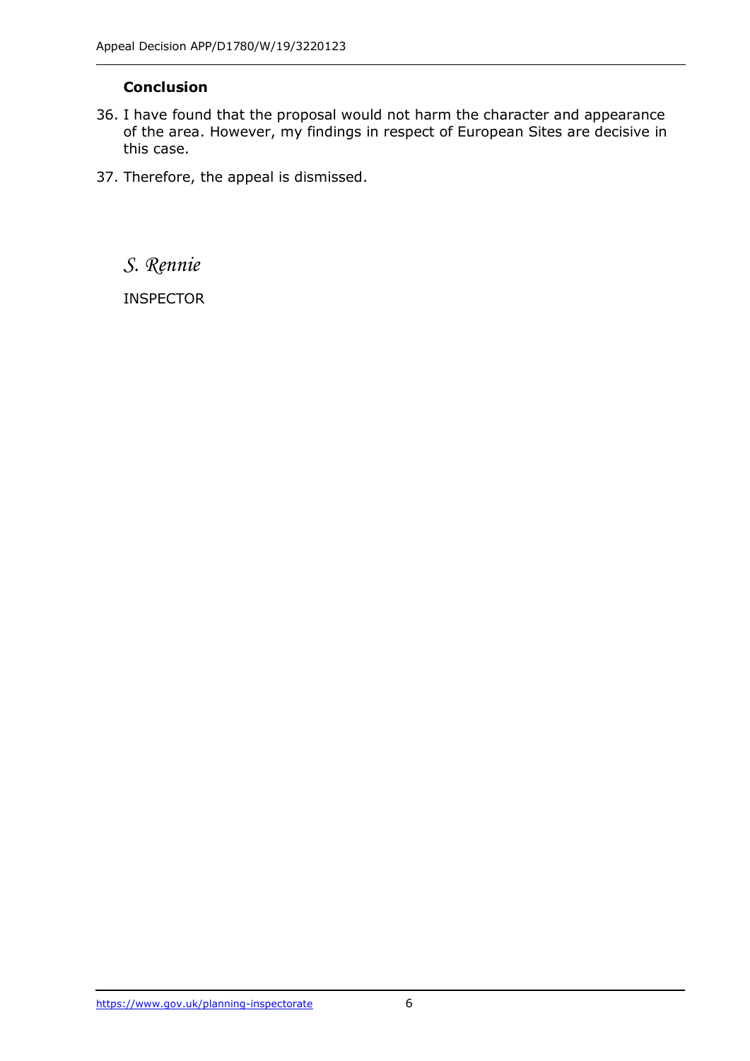### Conclusion

36. I have found that the proposal would not harm the character and appearance of the area. However, my findings in respect of European Sites are decisive in this case.

37. Therefore, the appeal is dismissed.

*S. Rennie*

INSPECTOR